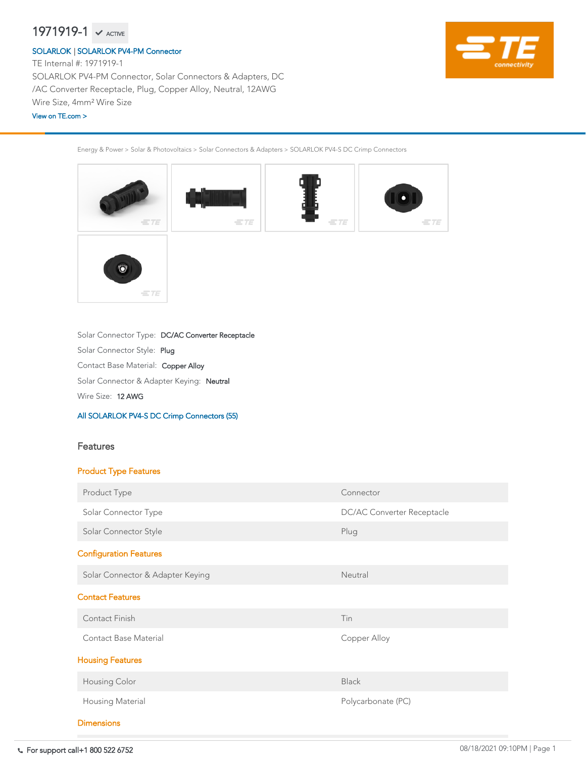# 1971919-1 ✔ ACTIVE

SOLARLOK | SOLARLOK PV4-PM Connector

TE Internal #: 1971919-1

SOLARLOK PV4-PM Connector, Solar Connectors & Adapters, DC /AC Converter Receptacle, Plug, Copper Alloy, Neutral, 12AWG Wire Size, 4mm² Wire Size

View on TE.com >

Energy & Power > Solar & Photovoltaics > Solar Connectors & Adapters > SOLARLOK PV4-S DC Crimp Connectors

Solar Connector Type: **DC/AC Converter Receptacle**

Solar Connector Style: **Plug**

Contact Base Material: **Copper Alloy**

Solar Connector & Adapter Keying: **Neutral**

Wire Size: **12 AWG**

All SOLARLOK PV4-S DC Crimp Connectors (55)

## Features

### Product Type Features

| | |
|---|---|
| Product Type | Connector |
| Solar Connector Type | DC/AC Converter Receptacle |
| Solar Connector Style | Plug |

### Configuration Features

| | |
|---|---|
| Solar Connector & Adapter Keying | Neutral |

### Contact Features

| | |
|---|---|
| Contact Finish | Tin |
| Contact Base Material | Copper Alloy |

### Housing Features

| | |
|---|---|
| Housing Color | Black |
| Housing Material | Polycarbonate (PC) |

### Dimensions

For support call+1 800 522 6752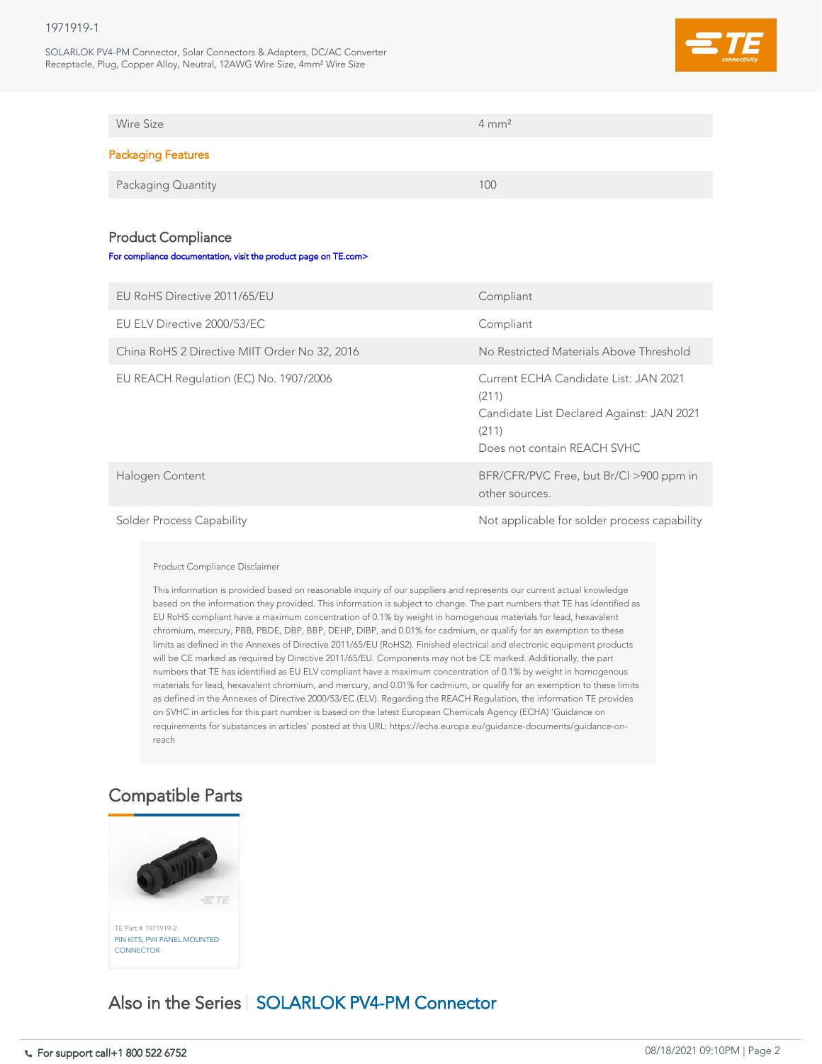| | |
|---|---|
| Wire Size | 4 mm² |

Packaging Features

| | |
|---|---|
| Packaging Quantity | 100 |

## Product Compliance

For compliance documentation, visit the product page on TE.com>

| | |
|---|---|
| EU RoHS Directive 2011/65/EU | Compliant |
| EU ELV Directive 2000/53/EC | Compliant |
| China RoHS 2 Directive MIIT Order No 32, 2016 | No Restricted Materials Above Threshold |
| EU REACH Regulation (EC) No. 1907/2006 | Current ECHA Candidate List: JAN 2021 (211)<br>Candidate List Declared Against: JAN 2021 (211)<br>Does not contain REACH SVHC |
| Halogen Content | BFR/CFR/PVC Free, but Br/Cl >900 ppm in other sources. |
| Solder Process Capability | Not applicable for solder process capability |

Product Compliance Disclaimer

This information is provided based on reasonable inquiry of our suppliers and represents our current actual knowledge based on the information they provided. This information is subject to change. The part numbers that TE has identified as EU RoHS compliant have a maximum concentration of 0.1% by weight in homogenous materials for lead, hexavalent chromium, mercury, PBB, PBDE, DBP, BBP, DEHP, DIBP, and 0.01% for cadmium, or qualify for an exemption to these limits as defined in the Annexes of Directive 2011/65/EU (RoHS2). Finished electrical and electronic equipment products will be CE marked as required by Directive 2011/65/EU. Components may not be CE marked. Additionally, the part numbers that TE has identified as EU ELV compliant have a maximum concentration of 0.1% by weight in homogenous materials for lead, hexavalent chromium, and mercury, and 0.01% for cadmium, or qualify for an exemption to these limits as defined in the Annexes of Directive 2000/53/EC (ELV). Regarding the REACH Regulation, the information TE provides on SVHC in articles for this part number is based on the latest European Chemicals Agency (ECHA) 'Guidance on requirements for substances in articles' posted at this URL: https://echa.europa.eu/guidance-documents/guidance-on-reach

## Compatible Parts

TE Part # 1971919-2
PIN KITS, PV4 PANEL MOUNTED CONNECTOR

## Also in the Series | SOLARLOK PV4-PM Connector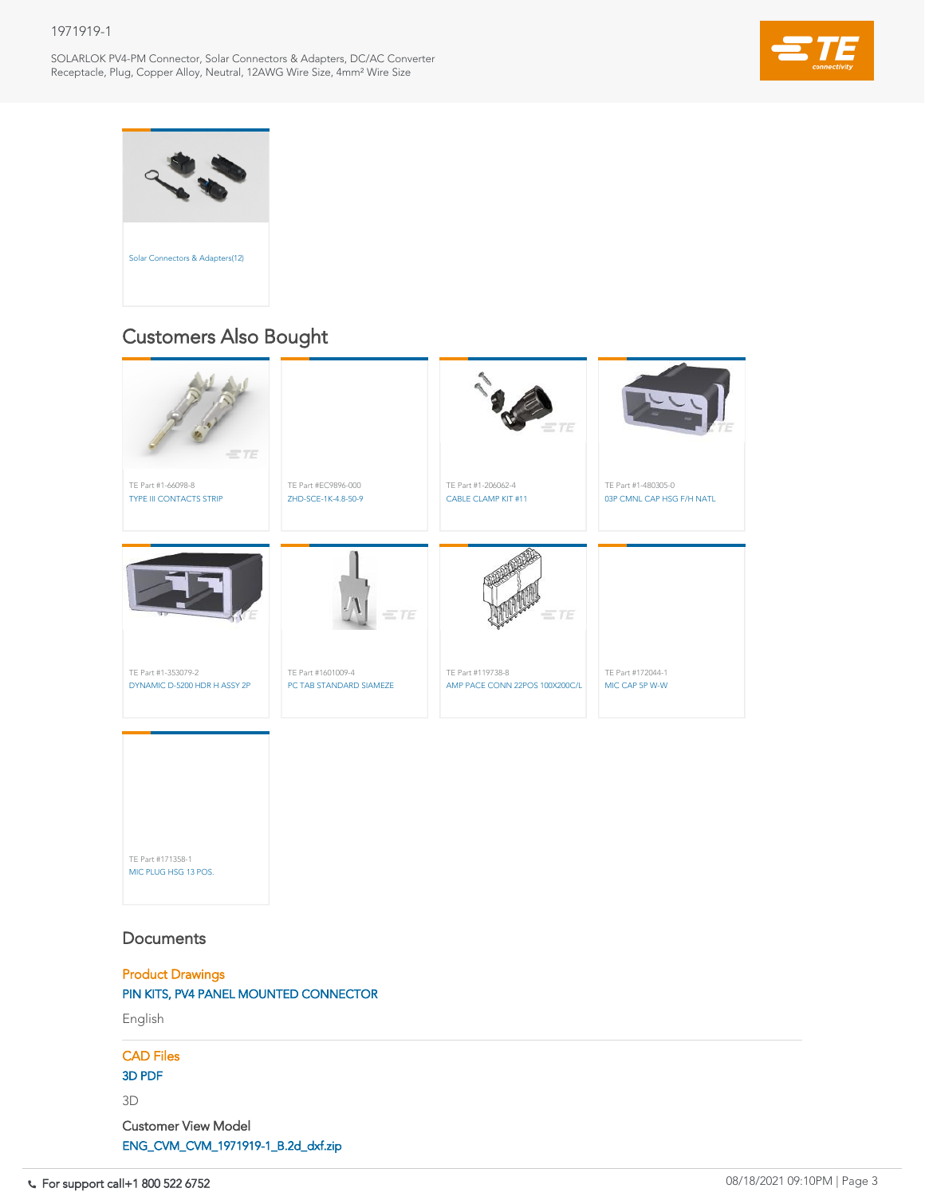Solar Connectors & Adapters(12)

## Customers Also Bought

TE Part #1-66098-8
TYPE III CONTACTS STRIP

TE Part #EC9896-000
ZHD-SCE-1K-4.8-50-9

TE Part #1-206062-4
CABLE CLAMP KIT #11

TE Part #1-480305-0
03P CMNL CAP HSG F/H NATL

TE Part #1-353079-2
DYNAMIC D-5200 HDR H ASSY 2P

TE Part #1601009-4
PC TAB STANDARD SIAMEZE

TE Part #119738-8
AMP PACE CONN 22POS 100X200C/L

TE Part #172044-1
MIC CAP 5P W-W

TE Part #171358-1
MIC PLUG HSG 13 POS.

## Documents

### Product Drawings

PIN KITS, PV4 PANEL MOUNTED CONNECTOR

English

### CAD Files

3D PDF

3D

Customer View Model

ENG_CVM_CVM_1971919-1_B.2d_dxf.zip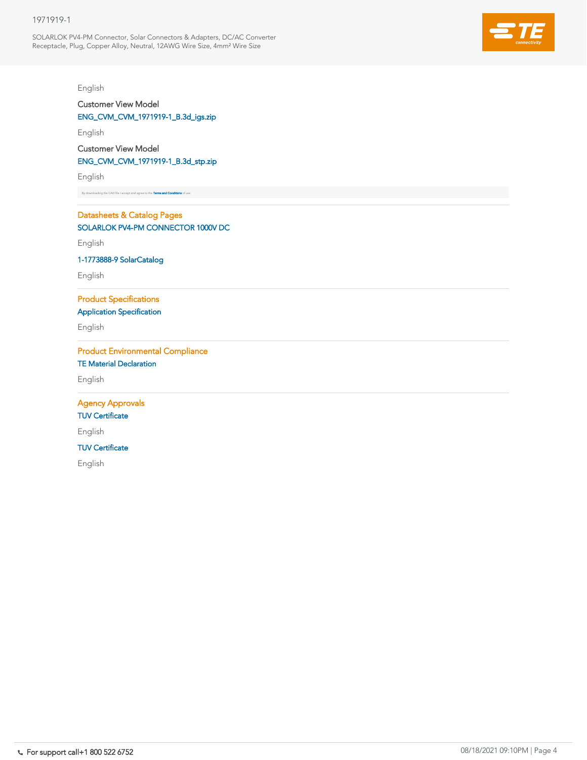English

Customer View Model

ENG_CVM_CVM_1971919-1_B.3d_igs.zip

English

Customer View Model

ENG_CVM_CVM_1971919-1_B.3d_stp.zip

English

By downloading the CAD file I accept and agree to the Terms and Conditions of use.

## Datasheets & Catalog Pages

SOLARLOK PV4-PM CONNECTOR 1000V DC

English

1-1773888-9 SolarCatalog

English

## Product Specifications

Application Specification

English

## Product Environmental Compliance

TE Material Declaration

English

## Agency Approvals

TUV Certificate

English

TUV Certificate

English